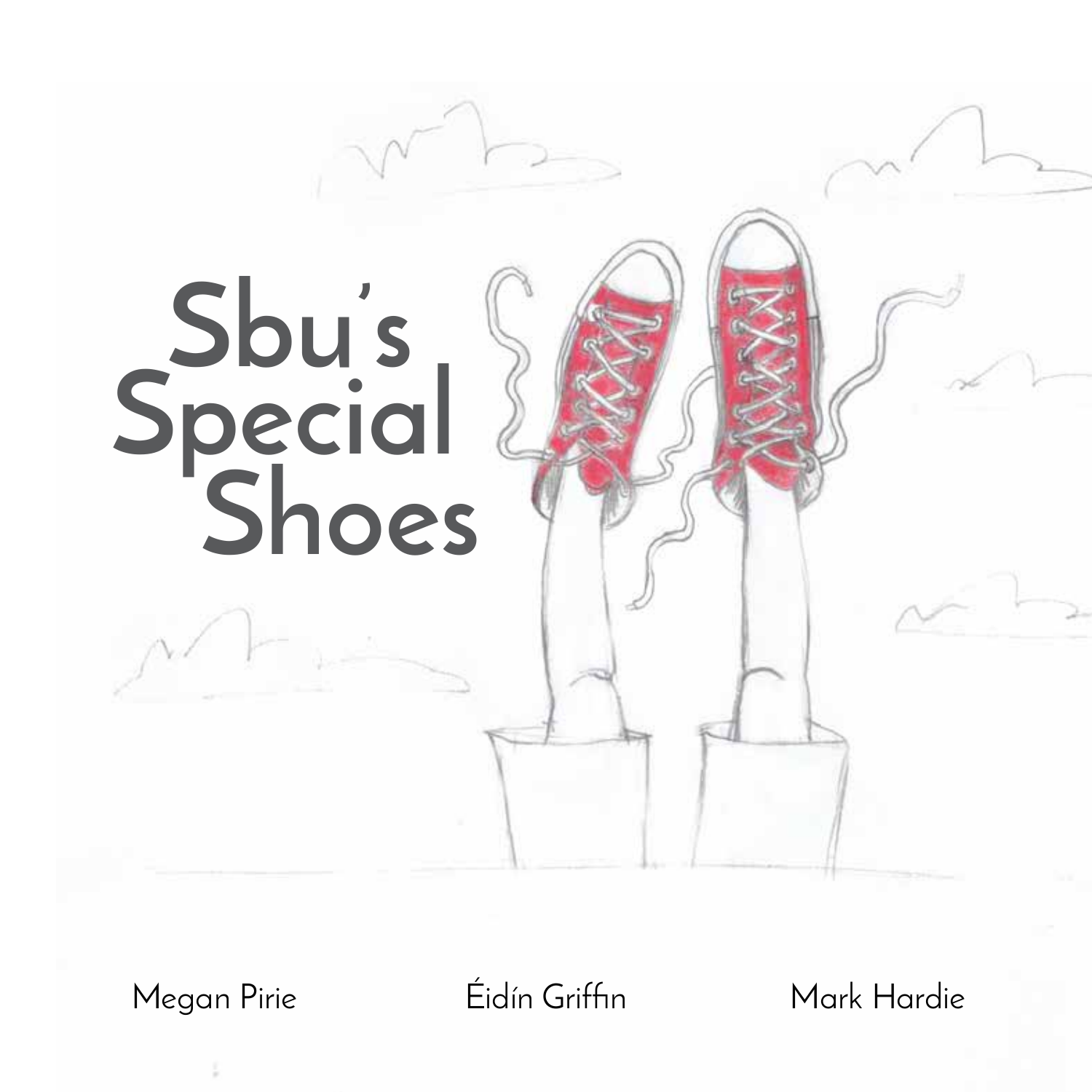# Sbu's Special Shoes

Megan Pirie

Éidín Griffin

Mark Hardie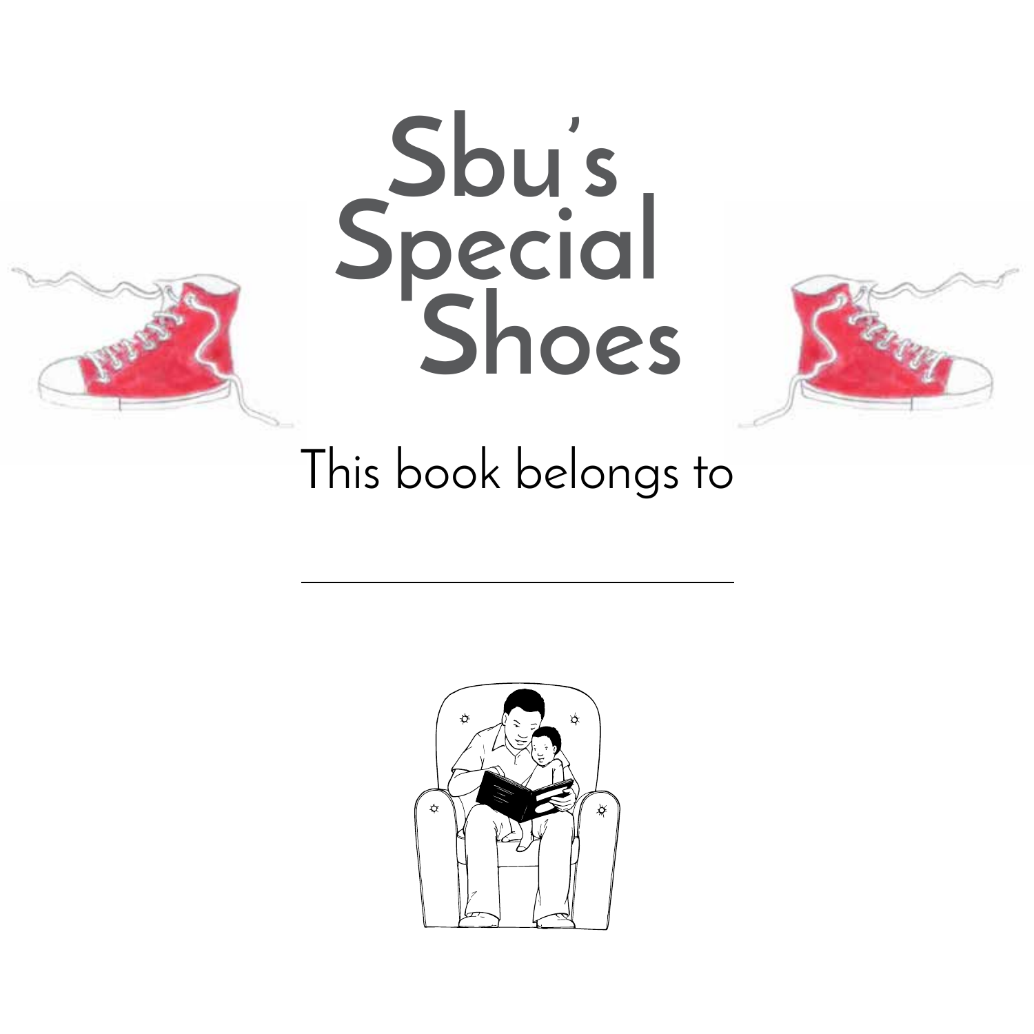# Sbu's Special Shoes

This book belongs to

\_\_\_\_\_\_\_\_\_\_\_\_\_\_\_\_\_\_\_\_\_\_\_\_\_\_\_\_\_\_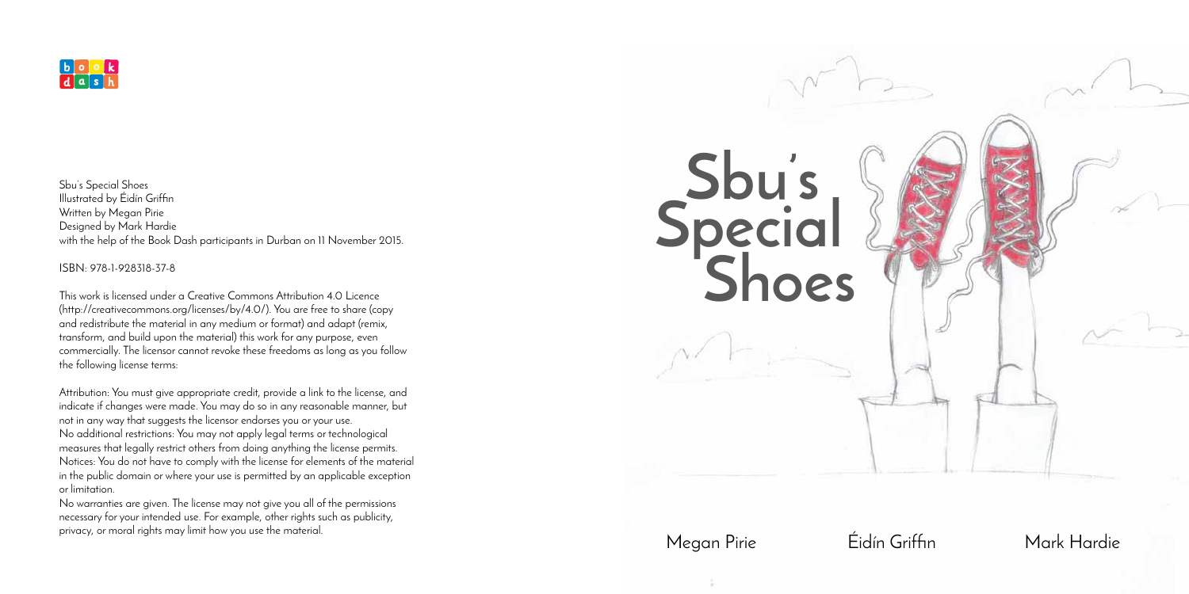Sbu's Special Shoes
Illustrated by Éidín Griffin
Written by Megan Pirie
Designed by Mark Hardie
with the help of the Book Dash participants in Durban on 11 November 2015.

ISBN: 978-1-928318-37-8

This work is licensed under a Creative Commons Attribution 4.0 Licence (http://creativecommons.org/licenses/by/4.0/). You are free to share (copy and redistribute the material in any medium or format) and adapt (remix, transform, and build upon the material) this work for any purpose, even commercially. The licensor cannot revoke these freedoms as long as you follow the following license terms:

Attribution: You must give appropriate credit, provide a link to the license, and indicate if changes were made. You may do so in any reasonable manner, but not in any way that suggests the licensor endorses you or your use.
No additional restrictions: You may not apply legal terms or technological measures that legally restrict others from doing anything the license permits.
Notices: You do not have to comply with the license for elements of the material in the public domain or where your use is permitted by an applicable exception or limitation.
No warranties are given. The license may not give you all of the permissions necessary for your intended use. For example, other rights such as publicity, privacy, or moral rights may limit how you use the material.

# Sbu's Special Shoes

Megan Pirie Éidín Griffin Mark Hardie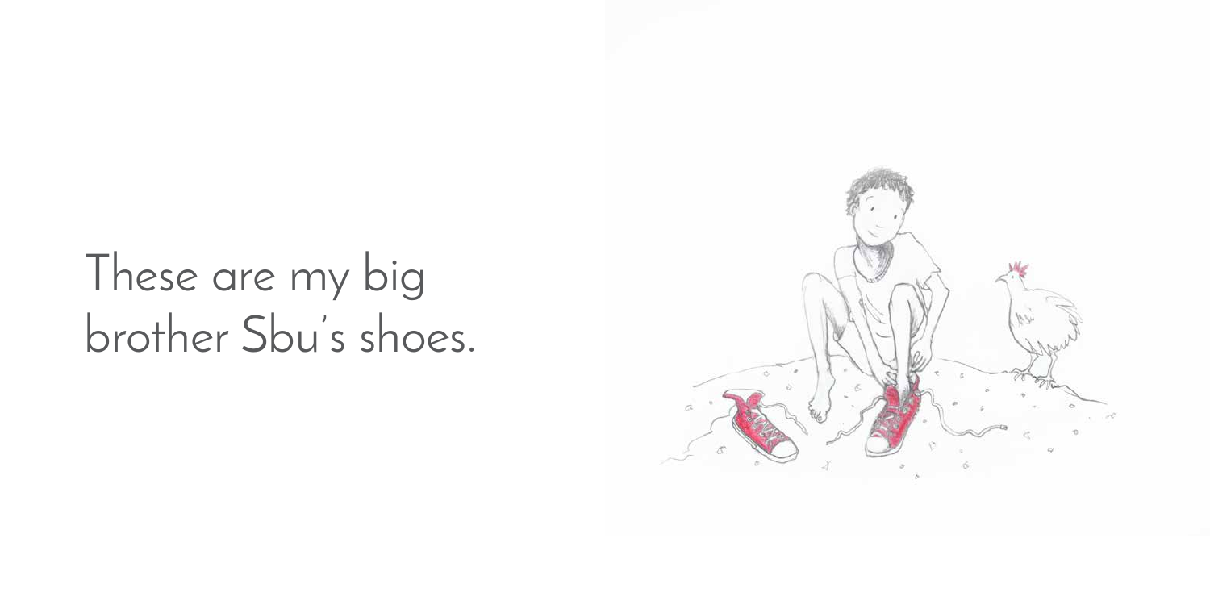These are my big brother Sbu's shoes.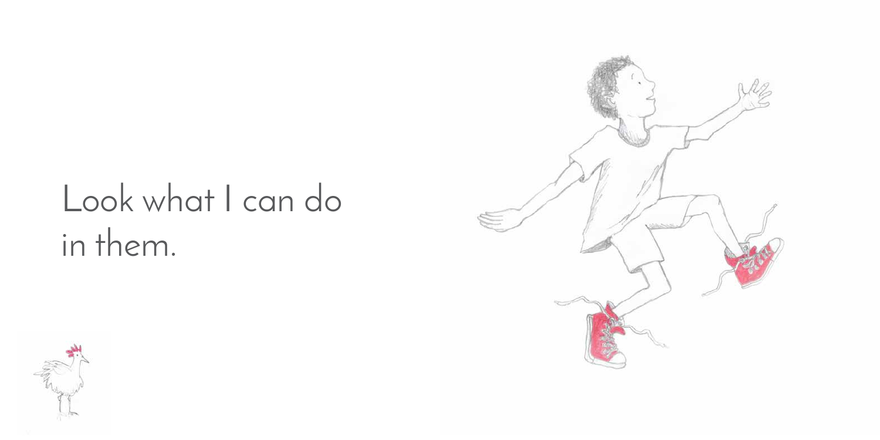Look what I can do
in them.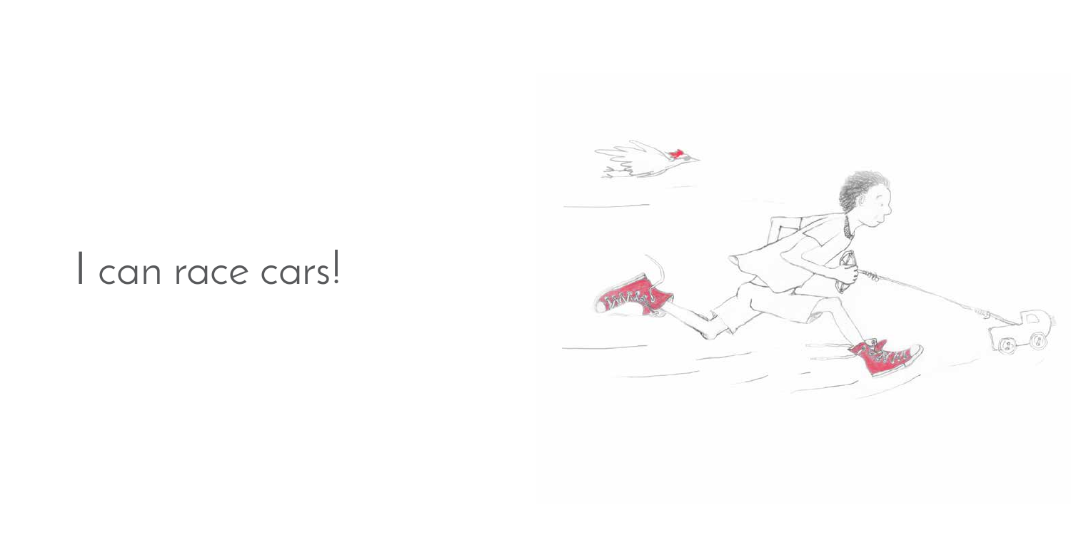I can race cars!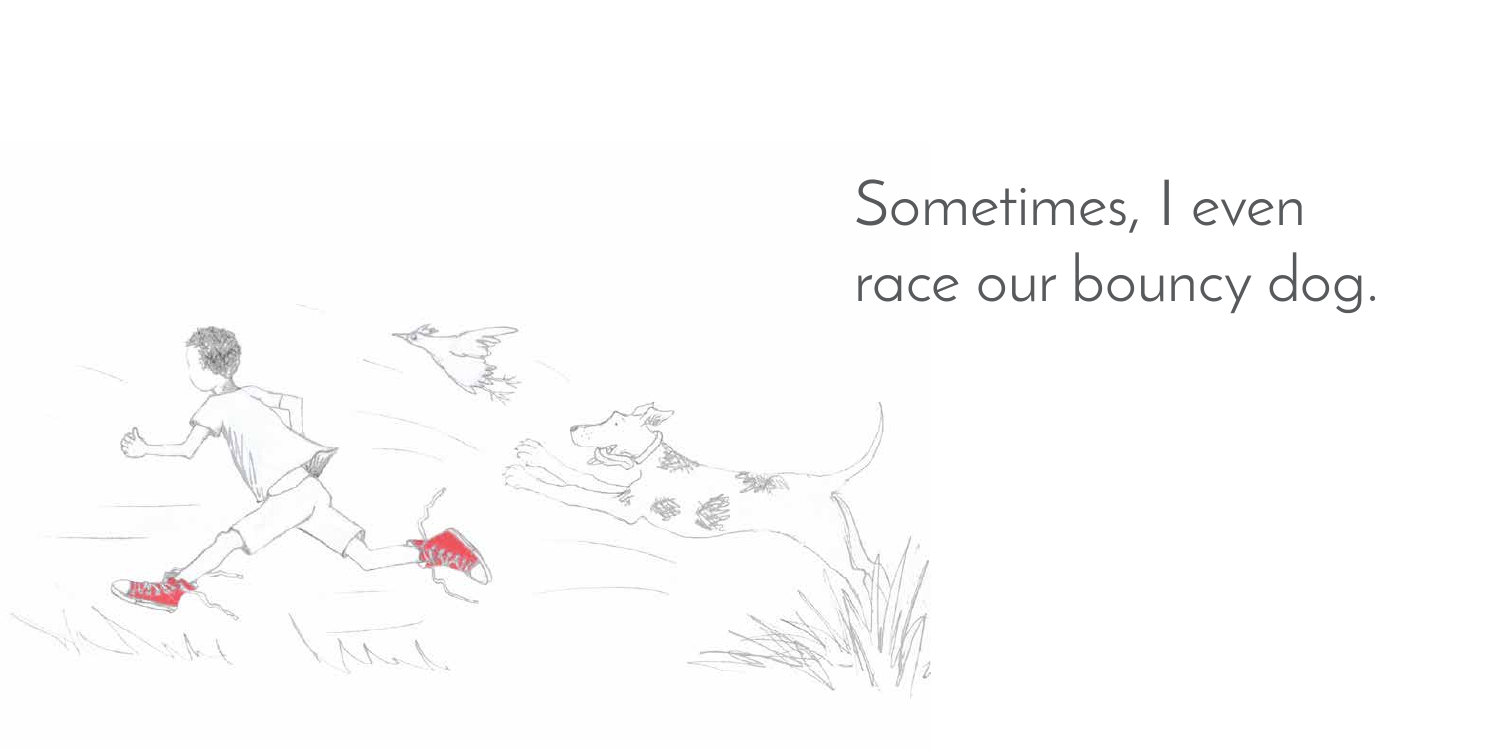Sometimes, I even race our bouncy dog.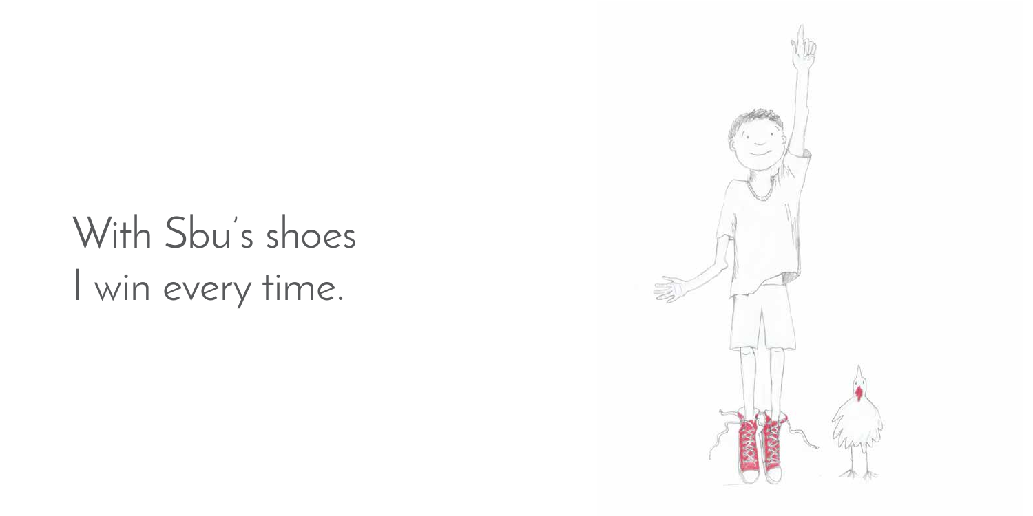With Sbu's shoes
I win every time.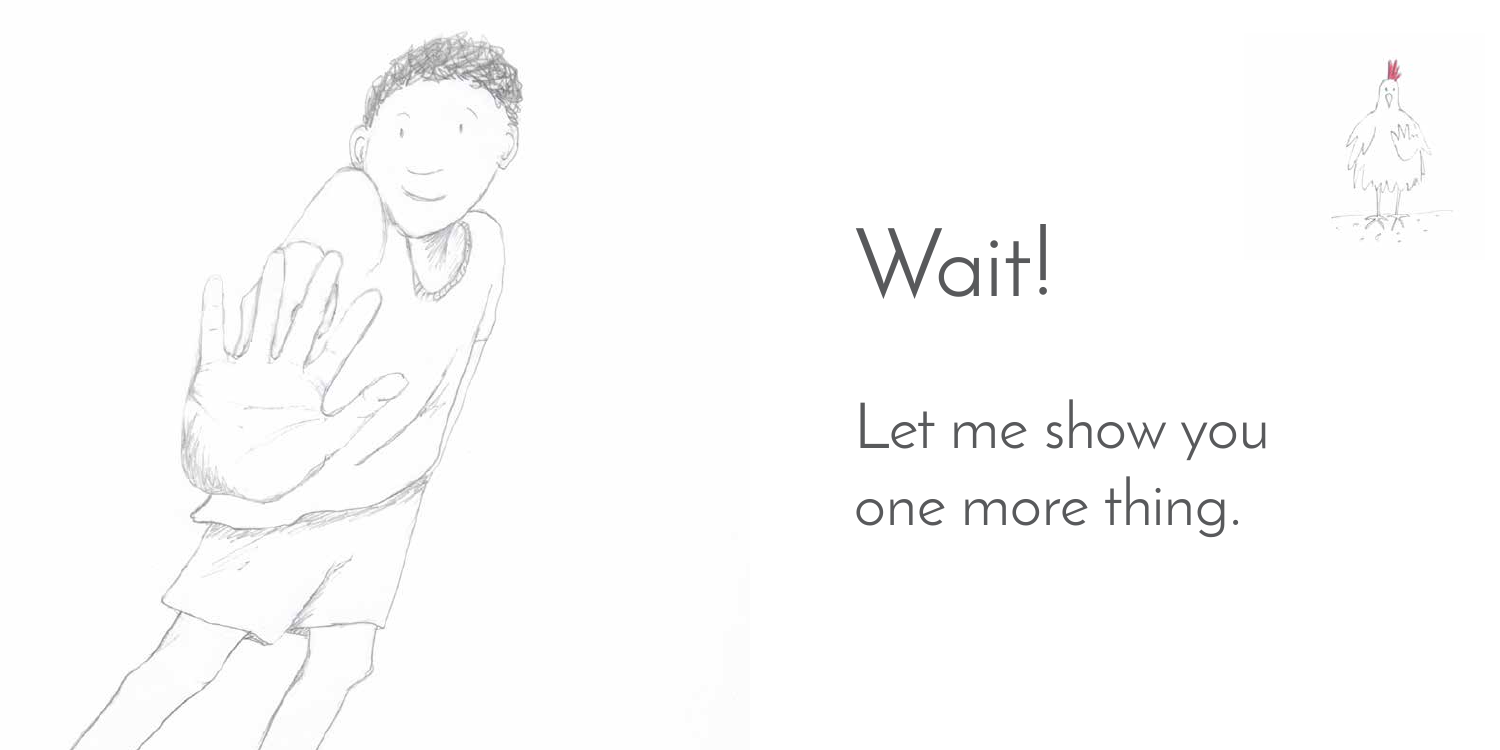Wait!

Let me show you one more thing.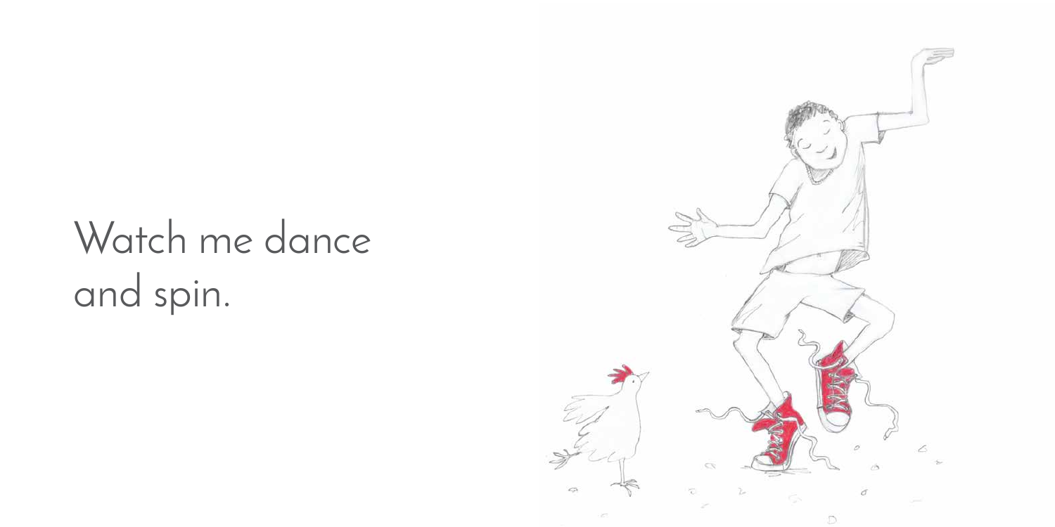Watch me dance
and spin.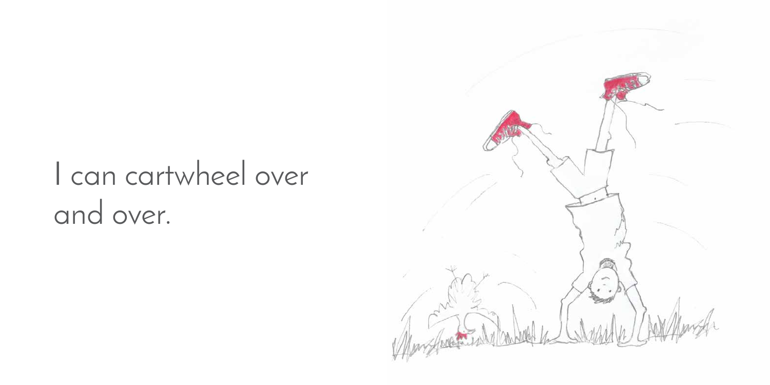I can cartwheel over and over.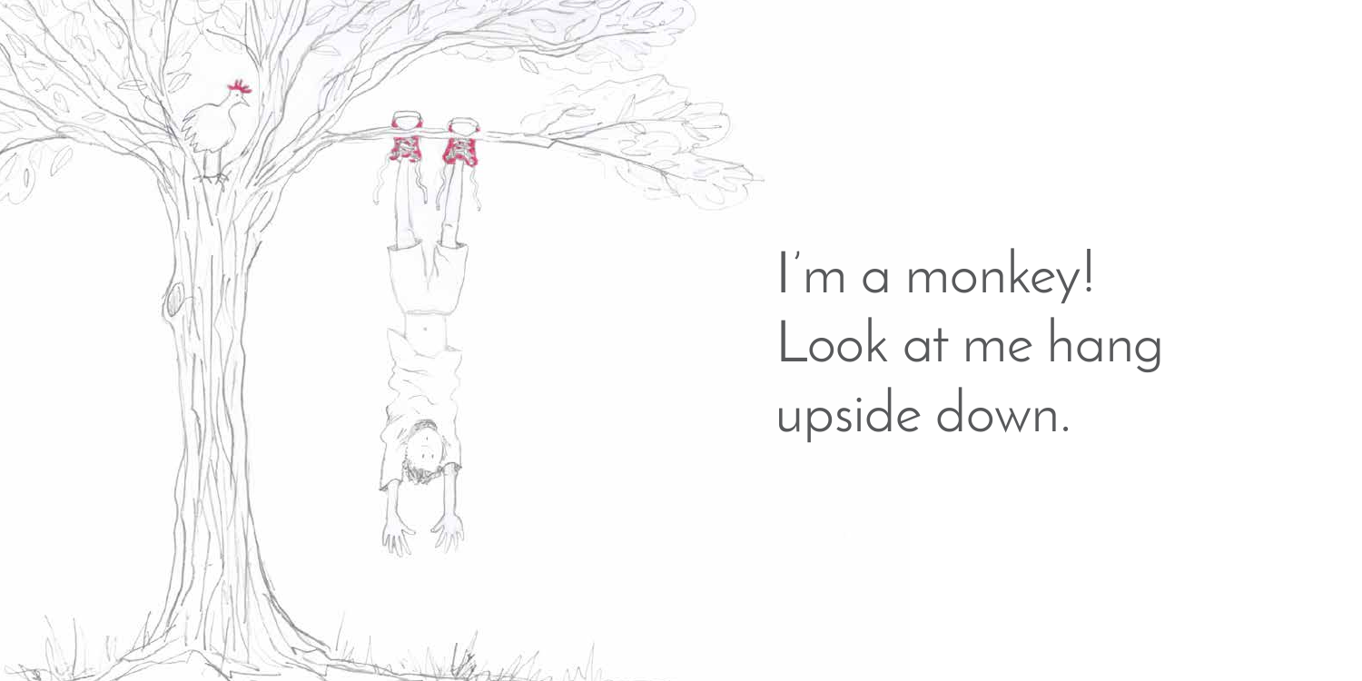I'm a monkey!
Look at me hang
upside down.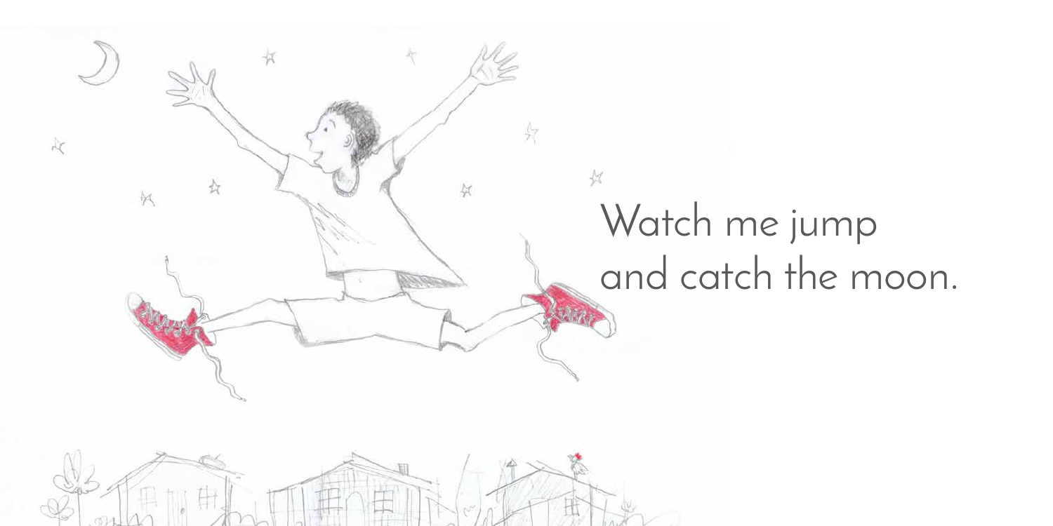Watch me jump
and catch the moon.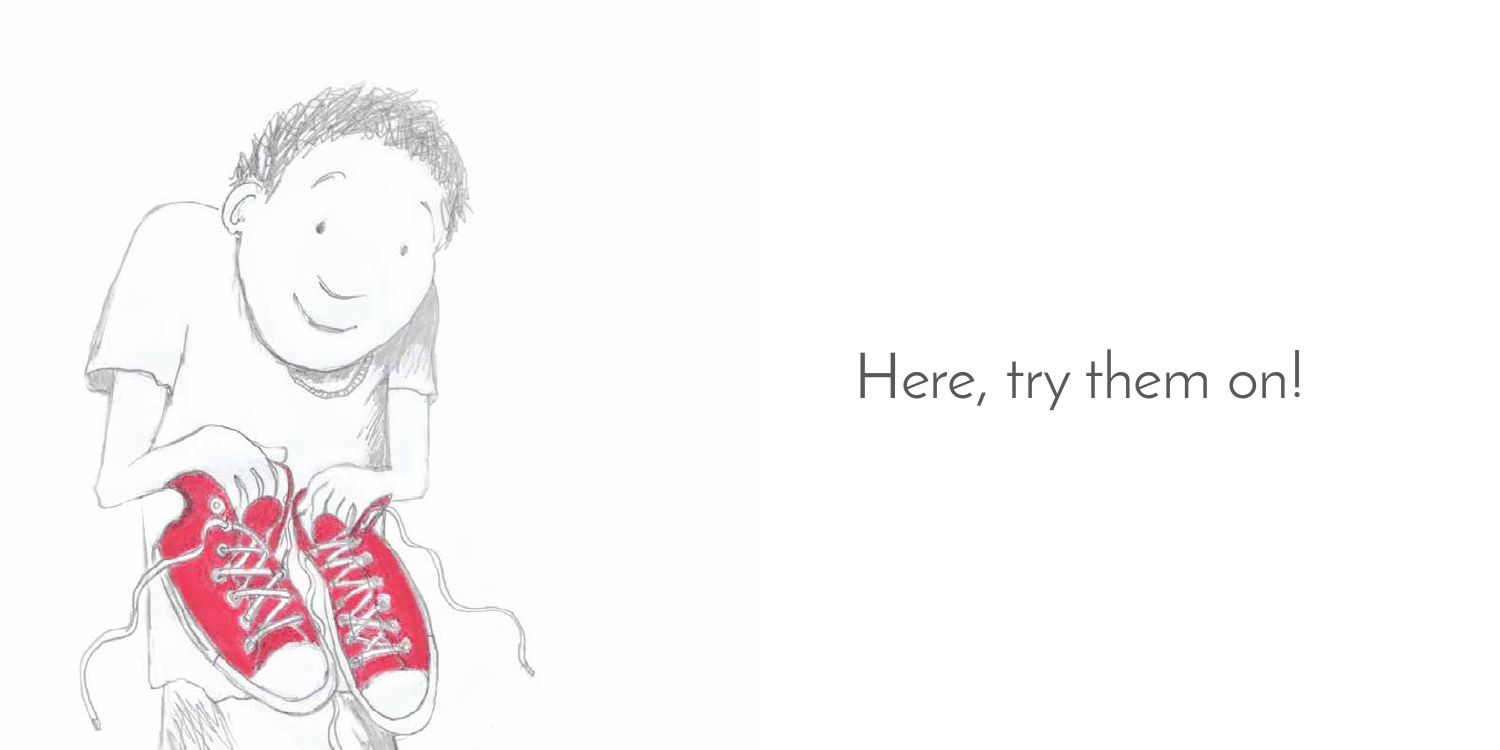Here, try them on!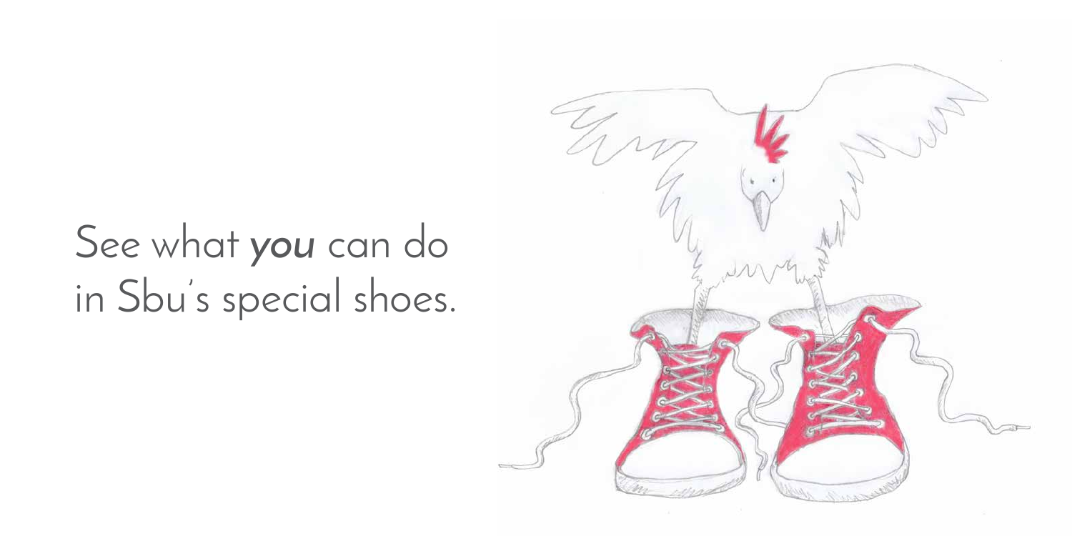See what ***you*** can do in Sbu's special shoes.